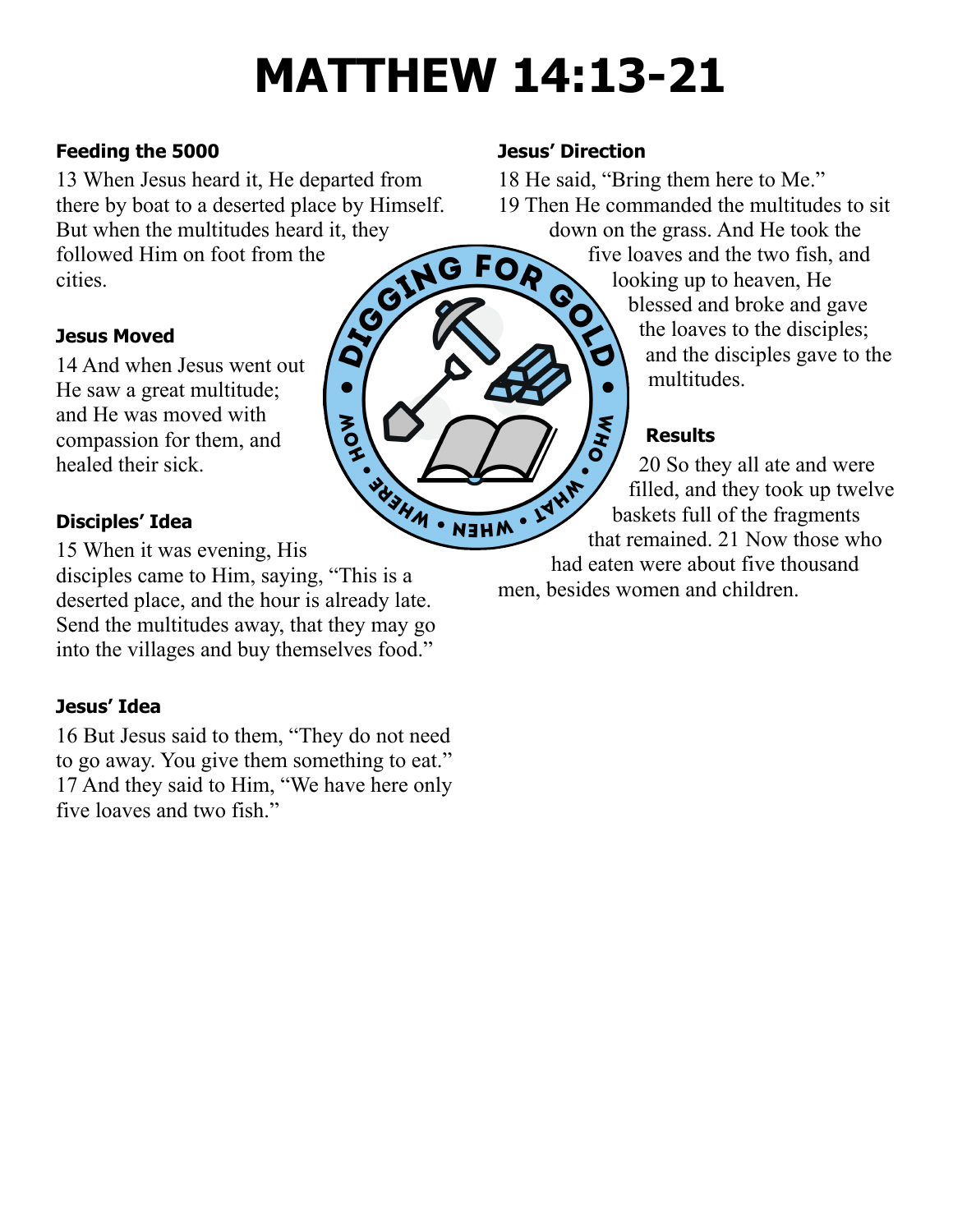# MATTHEW 14:13-21

**Feeding the 5000**

13 When Jesus heard it, He departed from there by boat to a deserted place by Himself. But when the multitudes heard it, they followed Him on foot from the cities.

**Jesus Moved**

14 And when Jesus went out He saw a great multitude; and He was moved with compassion for them, and healed their sick.

**Disciples' Idea**

15 When it was evening, His disciples came to Him, saying, "This is a deserted place, and the hour is already late. Send the multitudes away, that they may go into the villages and buy themselves food."

**Jesus' Idea**

16 But Jesus said to them, "They do not need to go away. You give them something to eat." 17 And they said to Him, "We have here only five loaves and two fish."

**Jesus' Direction**

18 He said, "Bring them here to Me."
19 Then He commanded the multitudes to sit down on the grass. And He took the five loaves and the two fish, and looking up to heaven, He blessed and broke and gave the loaves to the disciples; and the disciples gave to the multitudes.

**Results**

20 So they all ate and were filled, and they took up twelve baskets full of the fragments that remained. 21 Now those who had eaten were about five thousand men, besides women and children.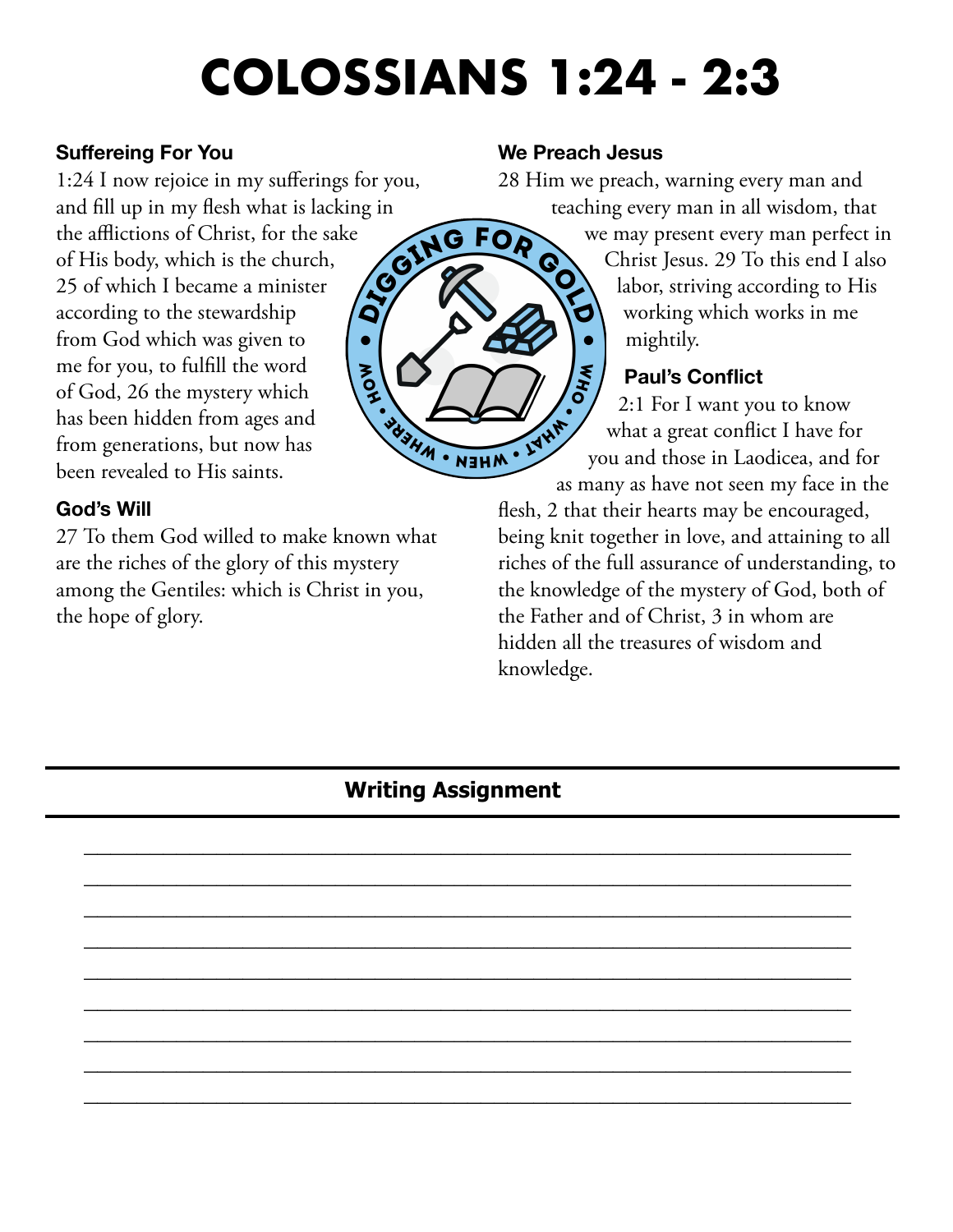# COLOSSIANS 1:24 - 2:3

### Suffereing For You

1:24 I now rejoice in my sufferings for you, and fill up in my flesh what is lacking in the afflictions of Christ, for the sake of His body, which is the church, 25 of which I became a minister according to the stewardship from God which was given to me for you, to fulfill the word of God, 26 the mystery which has been hidden from ages and from generations, but now has been revealed to His saints.

### God's Will

27 To them God willed to make known what are the riches of the glory of this mystery among the Gentiles: which is Christ in you, the hope of glory.

### We Preach Jesus

28 Him we preach, warning every man and teaching every man in all wisdom, that we may present every man perfect in Christ Jesus. 29 To this end I also labor, striving according to His working which works in me mightily.

### Paul's Conflict

2:1 For I want you to know what a great conflict I have for you and those in Laodicea, and for as many as have not seen my face in the flesh, 2 that their hearts may be encouraged, being knit together in love, and attaining to all riches of the full assurance of understanding, to the knowledge of the mystery of God, both of the Father and of Christ, 3 in whom are hidden all the treasures of wisdom and knowledge.

DIGGING FOR GOLD • WHO • WHAT • WHEN • WHERE • HOW

## Writing Assignment

______________________________________________________________________

______________________________________________________________________

______________________________________________________________________

______________________________________________________________________

______________________________________________________________________

______________________________________________________________________

______________________________________________________________________

______________________________________________________________________

______________________________________________________________________